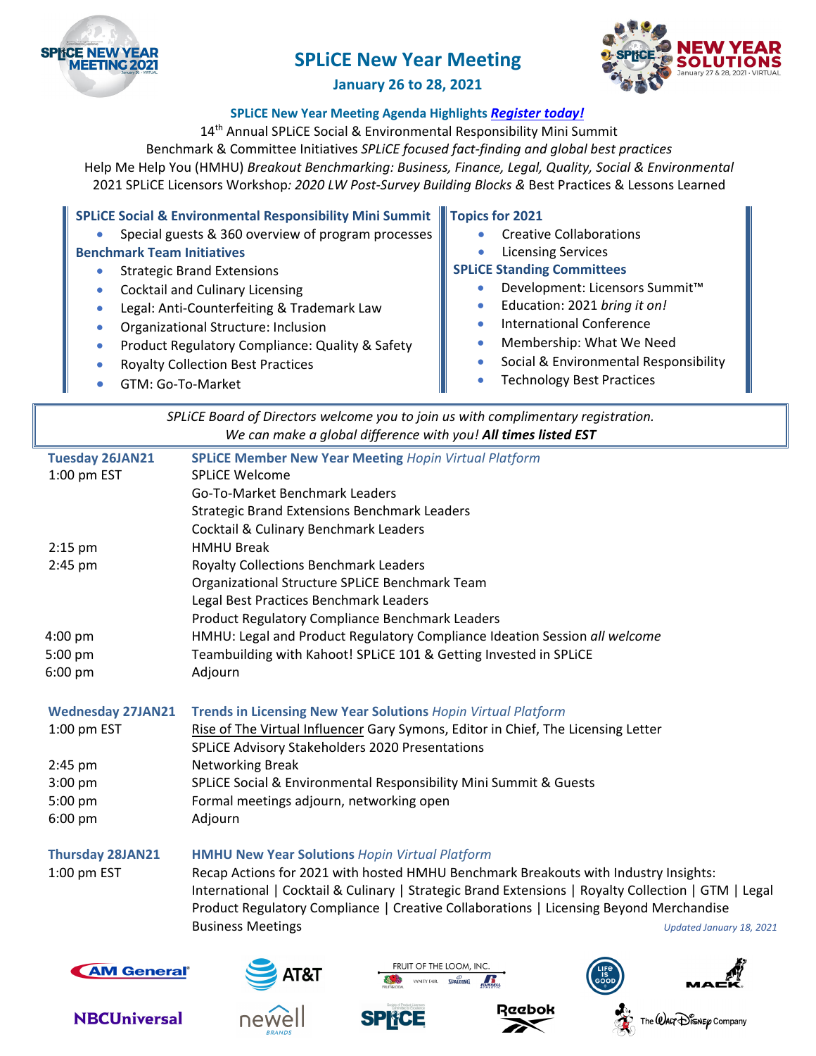# SPLiCE New Year Meeting

**January 26 to 28, 2021**

**SPLiCE New Year Meeting Agenda Highlights** ***Register today!***

14th Annual SPLiCE Social & Environmental Responsibility Mini Summit

Benchmark & Committee Initiatives *SPLiCE focused fact-finding and global best practices*

Help Me Help You (HMHU) *Breakout Benchmarking: Business, Finance, Legal, Quality, Social & Environmental*

2021 SPLiCE Licensors Workshop*: 2020 LW Post-Survey Building Blocks &* Best Practices & Lessons Learned

**SPLiCE Social & Environmental Responsibility Mini Summit**

- Special guests & 360 overview of program processes

**Benchmark Team Initiatives**

- Strategic Brand Extensions
- Cocktail and Culinary Licensing
- Legal: Anti-Counterfeiting & Trademark Law
- Organizational Structure: Inclusion
- Product Regulatory Compliance: Quality & Safety
- Royalty Collection Best Practices
- GTM: Go-To-Market

**Topics for 2021**

- Creative Collaborations
- Licensing Services

**SPLiCE Standing Committees**

- Development: Licensors Summit™
- Education: 2021 *bring it on!*
- International Conference
- Membership: What We Need
- Social & Environmental Responsibility
- Technology Best Practices

*SPLiCE Board of Directors welcome you to join us with complimentary registration.*
*We can make a global difference with you!* ***All times listed EST***

| | |
|---|---|
| **Tuesday 26JAN21** | **SPLiCE Member New Year Meeting** *Hopin Virtual Platform* |
| 1:00 pm EST | SPLiCE Welcome |
| | Go-To-Market Benchmark Leaders |
| | Strategic Brand Extensions Benchmark Leaders |
| | Cocktail & Culinary Benchmark Leaders |
| 2:15 pm | HMHU Break |
| 2:45 pm | Royalty Collections Benchmark Leaders |
| | Organizational Structure SPLiCE Benchmark Team |
| | Legal Best Practices Benchmark Leaders |
| | Product Regulatory Compliance Benchmark Leaders |
| 4:00 pm | HMHU: Legal and Product Regulatory Compliance Ideation Session *all welcome* |
| 5:00 pm | Teambuilding with Kahoot! SPLiCE 101 & Getting Invested in SPLiCE |
| 6:00 pm | Adjourn |
| **Wednesday 27JAN21** | **Trends in Licensing New Year Solutions** *Hopin Virtual Platform* |
| 1:00 pm EST | Rise of The Virtual Influencer Gary Symons, Editor in Chief, The Licensing Letter |
| | SPLiCE Advisory Stakeholders 2020 Presentations |
| 2:45 pm | Networking Break |
| 3:00 pm | SPLiCE Social & Environmental Responsibility Mini Summit & Guests |
| 5:00 pm | Formal meetings adjourn, networking open |
| 6:00 pm | Adjourn |
| **Thursday 28JAN21** | **HMHU New Year Solutions** *Hopin Virtual Platform* |
| 1:00 pm EST | Recap Actions for 2021 with hosted HMHU Benchmark Breakouts with Industry Insights: International \| Cocktail & Culinary \| Strategic Brand Extensions \| Royalty Collection \| GTM \| Legal Product Regulatory Compliance \| Creative Collaborations \| Licensing Beyond Merchandise |
| | Business Meetings |

*Updated January 18, 2021*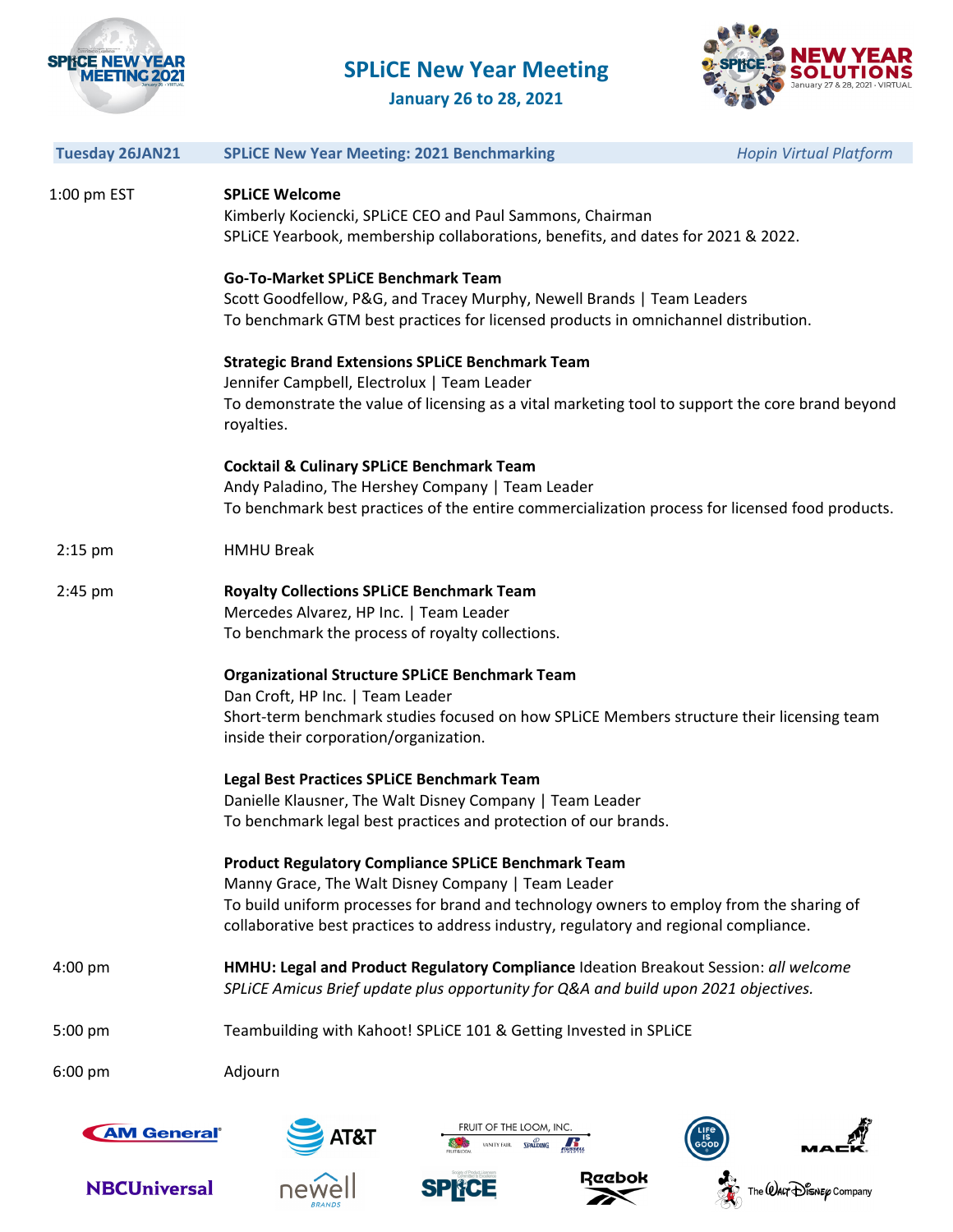# SPLiCE New Year Meeting

**January 26 to 28, 2021**

| Tuesday 26JAN21 | SPLiCE New Year Meeting: 2021 Benchmarking | *Hopin Virtual Platform* |
|---|---|---|

**1:00 pm EST**

**SPLiCE Welcome**
Kimberly Kociencki, SPLiCE CEO and Paul Sammons, Chairman
SPLiCE Yearbook, membership collaborations, benefits, and dates for 2021 & 2022.

**Go-To-Market SPLiCE Benchmark Team**
Scott Goodfellow, P&G, and Tracey Murphy, Newell Brands | Team Leaders
To benchmark GTM best practices for licensed products in omnichannel distribution.

**Strategic Brand Extensions SPLiCE Benchmark Team**
Jennifer Campbell, Electrolux | Team Leader
To demonstrate the value of licensing as a vital marketing tool to support the core brand beyond royalties.

**Cocktail & Culinary SPLiCE Benchmark Team**
Andy Paladino, The Hershey Company | Team Leader
To benchmark best practices of the entire commercialization process for licensed food products.

**2:15 pm**

HMHU Break

**2:45 pm**

**Royalty Collections SPLiCE Benchmark Team**
Mercedes Alvarez, HP Inc. | Team Leader
To benchmark the process of royalty collections.

**Organizational Structure SPLiCE Benchmark Team**
Dan Croft, HP Inc. | Team Leader
Short-term benchmark studies focused on how SPLiCE Members structure their licensing team inside their corporation/organization.

**Legal Best Practices SPLiCE Benchmark Team**
Danielle Klausner, The Walt Disney Company | Team Leader
To benchmark legal best practices and protection of our brands.

**Product Regulatory Compliance SPLiCE Benchmark Team**
Manny Grace, The Walt Disney Company | Team Leader
To build uniform processes for brand and technology owners to employ from the sharing of collaborative best practices to address industry, regulatory and regional compliance.

**4:00 pm**

**HMHU: Legal and Product Regulatory Compliance** Ideation Breakout Session: *all welcome*
*SPLiCE Amicus Brief update plus opportunity for Q&A and build upon 2021 objectives.*

**5:00 pm**

Teambuilding with Kahoot! SPLiCE 101 & Getting Invested in SPLiCE

**6:00 pm**

Adjourn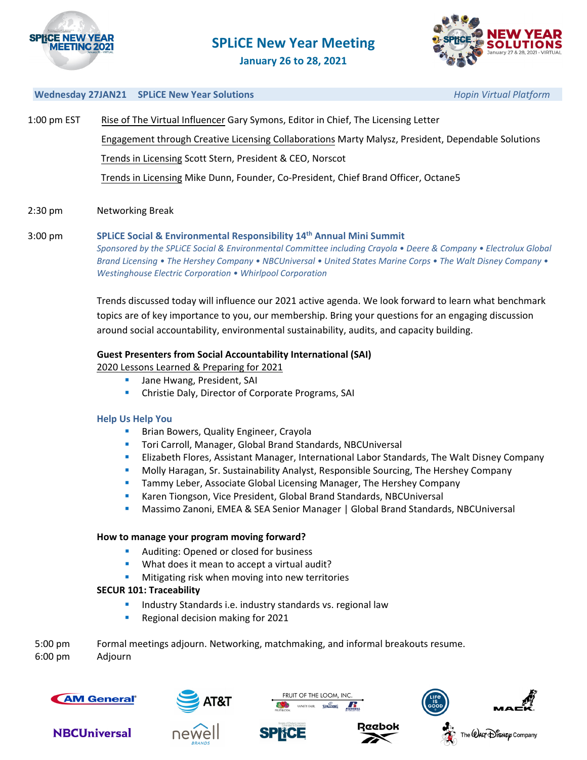# SPLiCE New Year Meeting

**January 26 to 28, 2021**

**Wednesday 27JAN21 SPLiCE New Year Solutions** *Hopin Virtual Platform*

1:00 pm EST Rise of The Virtual Influencer Gary Symons, Editor in Chief, The Licensing Letter

Engagement through Creative Licensing Collaborations Marty Malysz, President, Dependable Solutions

Trends in Licensing Scott Stern, President & CEO, Norscot

Trends in Licensing Mike Dunn, Founder, Co-President, Chief Brand Officer, Octane5

2:30 pm Networking Break

3:00 pm **SPLiCE Social & Environmental Responsibility 14th Annual Mini Summit**

*Sponsored by the SPLiCE Social & Environmental Committee including Crayola • Deere & Company • Electrolux Global Brand Licensing • The Hershey Company • NBCUniversal • United States Marine Corps • The Walt Disney Company • Westinghouse Electric Corporation • Whirlpool Corporation*

Trends discussed today will influence our 2021 active agenda. We look forward to learn what benchmark topics are of key importance to you, our membership. Bring your questions for an engaging discussion around social accountability, environmental sustainability, audits, and capacity building.

**Guest Presenters from Social Accountability International (SAI)**

2020 Lessons Learned & Preparing for 2021

- Jane Hwang, President, SAI
- Christie Daly, Director of Corporate Programs, SAI

**Help Us Help You**

- Brian Bowers, Quality Engineer, Crayola
- Tori Carroll, Manager, Global Brand Standards, NBCUniversal
- Elizabeth Flores, Assistant Manager, International Labor Standards, The Walt Disney Company
- Molly Haragan, Sr. Sustainability Analyst, Responsible Sourcing, The Hershey Company
- Tammy Leber, Associate Global Licensing Manager, The Hershey Company
- Karen Tiongson, Vice President, Global Brand Standards, NBCUniversal
- Massimo Zanoni, EMEA & SEA Senior Manager | Global Brand Standards, NBCUniversal

**How to manage your program moving forward?**

- Auditing: Opened or closed for business
- What does it mean to accept a virtual audit?
- Mitigating risk when moving into new territories

**SECUR 101: Traceability**

- Industry Standards i.e. industry standards vs. regional law
- Regional decision making for 2021

5:00 pm Formal meetings adjourn. Networking, matchmaking, and informal breakouts resume.

6:00 pm Adjourn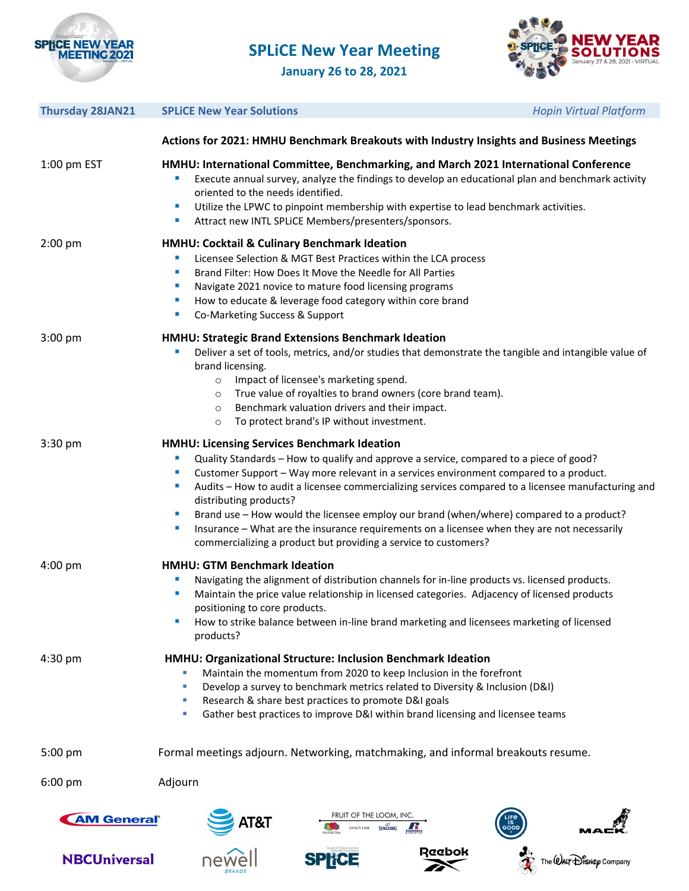# SPLiCE New Year Meeting

**January 26 to 28, 2021**

| Thursday 28JAN21 | SPLiCE New Year Solutions | *Hopin Virtual Platform* |
|---|---|---|

**Actions for 2021: HMHU Benchmark Breakouts with Industry Insights and Business Meetings**

**1:00 pm EST** — **HMHU: International Committee, Benchmarking, and March 2021 International Conference**

- Execute annual survey, analyze the findings to develop an educational plan and benchmark activity oriented to the needs identified.
- Utilize the LPWC to pinpoint membership with expertise to lead benchmark activities.
- Attract new INTL SPLiCE Members/presenters/sponsors.

**2:00 pm** — **HMHU: Cocktail & Culinary Benchmark Ideation**

- Licensee Selection & MGT Best Practices within the LCA process
- Brand Filter: How Does It Move the Needle for All Parties
- Navigate 2021 novice to mature food licensing programs
- How to educate & leverage food category within core brand
- Co-Marketing Success & Support

**3:00 pm** — **HMHU: Strategic Brand Extensions Benchmark Ideation**

- Deliver a set of tools, metrics, and/or studies that demonstrate the tangible and intangible value of brand licensing.
  - Impact of licensee's marketing spend.
  - True value of royalties to brand owners (core brand team).
  - Benchmark valuation drivers and their impact.
  - To protect brand's IP without investment.

**3:30 pm** — **HMHU: Licensing Services Benchmark Ideation**

- Quality Standards – How to qualify and approve a service, compared to a piece of good?
- Customer Support – Way more relevant in a services environment compared to a product.
- Audits – How to audit a licensee commercializing services compared to a licensee manufacturing and distributing products?
- Brand use – How would the licensee employ our brand (when/where) compared to a product?
- Insurance – What are the insurance requirements on a licensee when they are not necessarily commercializing a product but providing a service to customers?

**4:00 pm** — **HMHU: GTM Benchmark Ideation**

- Navigating the alignment of distribution channels for in-line products vs. licensed products.
- Maintain the price value relationship in licensed categories. Adjacency of licensed products positioning to core products.
- How to strike balance between in-line brand marketing and licensees marketing of licensed products?

**4:30 pm** — **HMHU: Organizational Structure: Inclusion Benchmark Ideation**

- Maintain the momentum from 2020 to keep Inclusion in the forefront
- Develop a survey to benchmark metrics related to Diversity & Inclusion (D&I)
- Research & share best practices to promote D&I goals
- Gather best practices to improve D&I within brand licensing and licensee teams

**5:00 pm** — Formal meetings adjourn. Networking, matchmaking, and informal breakouts resume.

**6:00 pm** — Adjourn